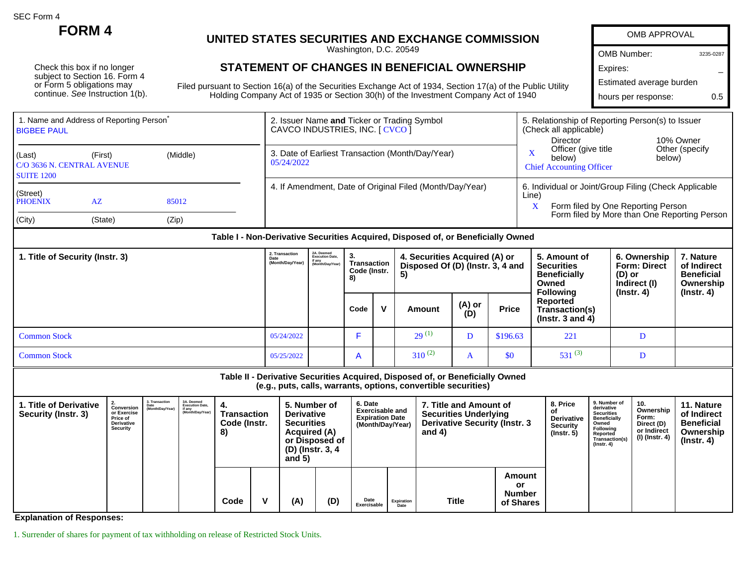SEC Form 4

# FORM 4

Check this box if no longer subject to Section 16. Form 4 or Form 5 obligations may continue. *See* Instruction 1(b).

## UNITED STATES SECURITIES AND EXCHANGE COMMISSION

Washington, D.C. 20549

## STATEMENT OF CHANGES IN BENEFICIAL OWNERSHIP

Filed pursuant to Section 16(a) of the Securities Exchange Act of 1934, Section 17(a) of the Public Utility Holding Company Act of 1935 or Section 30(h) of the Investment Company Act of 1940

| OMB APPROVAL | |
|---|---|
| OMB Number: | 3235-0287 |
| Expires: | – |
| Estimated average burden | |
| hours per response: | 0.5 |

| 1. Name and Address of Reporting Person* | 2. Issuer Name and Ticker or Trading Symbol | 5. Relationship of Reporting Person(s) to Issuer (Check all applicable) |
|---|---|---|
| BIGBEE PAUL | CAVCO INDUSTRIES, INC. [ CVCO ] | Director; 10% Owner |
| (Last) (First) (Middle) C/O 3636 N. CENTRAL AVENUE SUITE 1200 | 3. Date of Earliest Transaction (Month/Day/Year) 05/24/2022 | X Officer (give title below); Other (specify below) Chief Accounting Officer |
| (Street) PHOENIX AZ 85012 (City) (State) (Zip) | 4. If Amendment, Date of Original Filed (Month/Day/Year) | 6. Individual or Joint/Group Filing (Check Applicable Line) X Form filed by One Reporting Person; Form filed by More than One Reporting Person |

**Table I - Non-Derivative Securities Acquired, Disposed of, or Beneficially Owned**

| 1. Title of Security (Instr. 3) | 2. Transaction Date (Month/Day/Year) | 2A. Deemed Execution Date, if any (Month/Day/Year) | 3. Transaction Code (Instr. 8) | | 4. Securities Acquired (A) or Disposed Of (D) (Instr. 3, 4 and 5) | | | 5. Amount of Securities Beneficially Owned Following Reported Transaction(s) (Instr. 3 and 4) | 6. Ownership Form: Direct (D) or Indirect (I) (Instr. 4) | 7. Nature of Indirect Beneficial Ownership (Instr. 4) |
|---|---|---|---|---|---|---|---|---|---|---|
| | | | Code | V | Amount | (A) or (D) | Price | | | |
| Common Stock | 05/24/2022 | | F | | 29 (1) | D | $196.63 | 221 | D | |
| Common Stock | 05/25/2022 | | A | | 310 (2) | A | $0 | 531 (3) | D | |

**Table II - Derivative Securities Acquired, Disposed of, or Beneficially Owned (e.g., puts, calls, warrants, options, convertible securities)**

| 1. Title of Derivative Security (Instr. 3) | 2. Conversion or Exercise Price of Derivative Security | 3. Transaction Date (Month/Day/Year) | 3A. Deemed Execution Date, if any (Month/Day/Year) | 4. Transaction Code (Instr. 8) | | 5. Number of Derivative Securities Acquired (A) or Disposed of (D) (Instr. 3, 4 and 5) | | 6. Date Exercisable and Expiration Date (Month/Day/Year) | | 7. Title and Amount of Securities Underlying Derivative Security (Instr. 3 and 4) | | 8. Price of Derivative Security (Instr. 5) | 9. Number of derivative Securities Beneficially Owned Following Reported Transaction(s) (Instr. 4) | 10. Ownership Form: Direct (D) or Indirect (I) (Instr. 4) | 11. Nature of Indirect Beneficial Ownership (Instr. 4) |
|---|---|---|---|---|---|---|---|---|---|---|---|---|---|---|---|
| | | | | Code | V | (A) | (D) | Date Exercisable | Expiration Date | Title | Amount or Number of Shares | | | | |

**Explanation of Responses:**

1. Surrender of shares for payment of tax withholding on release of Restricted Stock Units.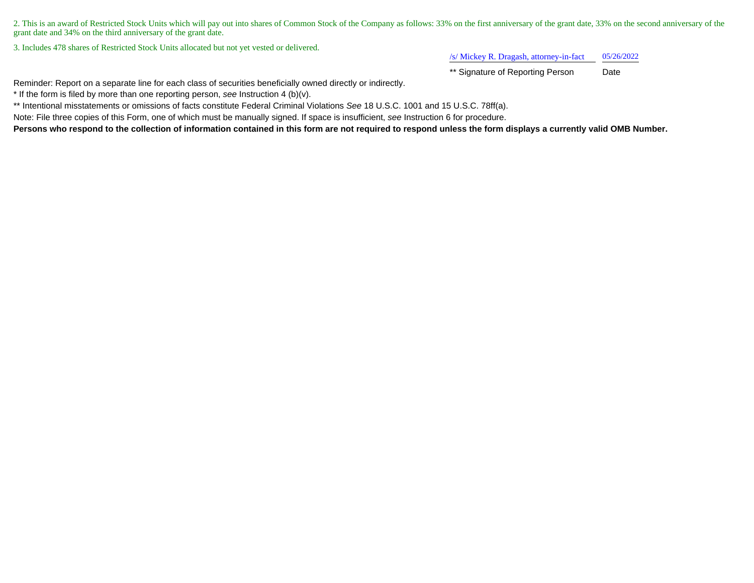2. This is an award of Restricted Stock Units which will pay out into shares of Common Stock of the Company as follows: 33% on the first anniversary of the grant date, 33% on the second anniversary of the grant date and 34% on the third anniversary of the grant date.

3. Includes 478 shares of Restricted Stock Units allocated but not yet vested or delivered.

| | |
|---|---|
| /s/ Mickey R. Dragash, attorney-in-fact | 05/26/2022 |
| ** Signature of Reporting Person | Date |

Reminder: Report on a separate line for each class of securities beneficially owned directly or indirectly.

* If the form is filed by more than one reporting person, *see* Instruction 4 (b)(v).

** Intentional misstatements or omissions of facts constitute Federal Criminal Violations *See* 18 U.S.C. 1001 and 15 U.S.C. 78ff(a).

Note: File three copies of this Form, one of which must be manually signed. If space is insufficient, *see* Instruction 6 for procedure.

**Persons who respond to the collection of information contained in this form are not required to respond unless the form displays a currently valid OMB Number.**